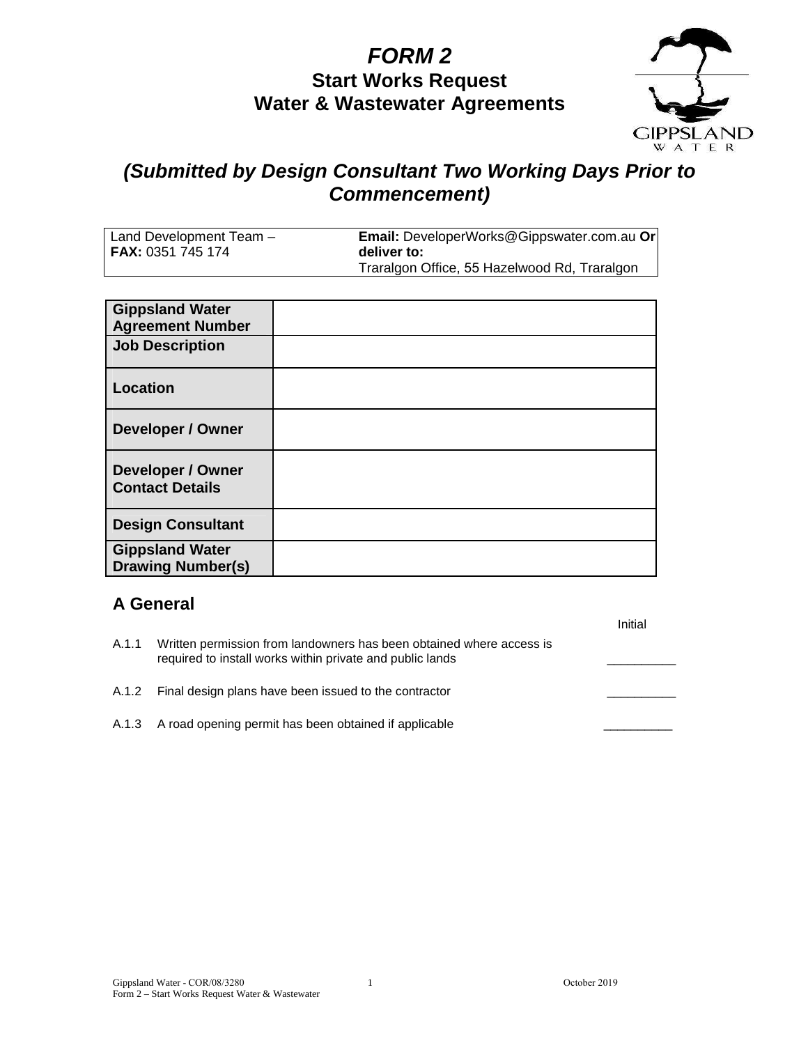# *FORM 2*

## Start Works Request
## Water & Wastewater Agreements

### *(Submitted by Design Consultant Two Working Days Prior to Commencement)*

| Land Development Team – **FAX:** 0351 745 174 | **Email:** DeveloperWorks@Gippswater.com.au **Or deliver to:** Traralgon Office, 55 Hazelwood Rd, Traralgon |
|---|---|

| | |
|---|---|
| **Gippsland Water Agreement Number** | |
| **Job Description** | |
| **Location** | |
| **Developer / Owner** | |
| **Developer / Owner Contact Details** | |
| **Design Consultant** | |
| **Gippsland Water Drawing Number(s)** | |

## A General

| | | Initial |
|---|---|---|
| A.1.1 | Written permission from landowners has been obtained where access is required to install works within private and public lands | __________ |
| A.1.2 | Final design plans have been issued to the contractor | __________ |
| A.1.3 | A road opening permit has been obtained if applicable | __________ |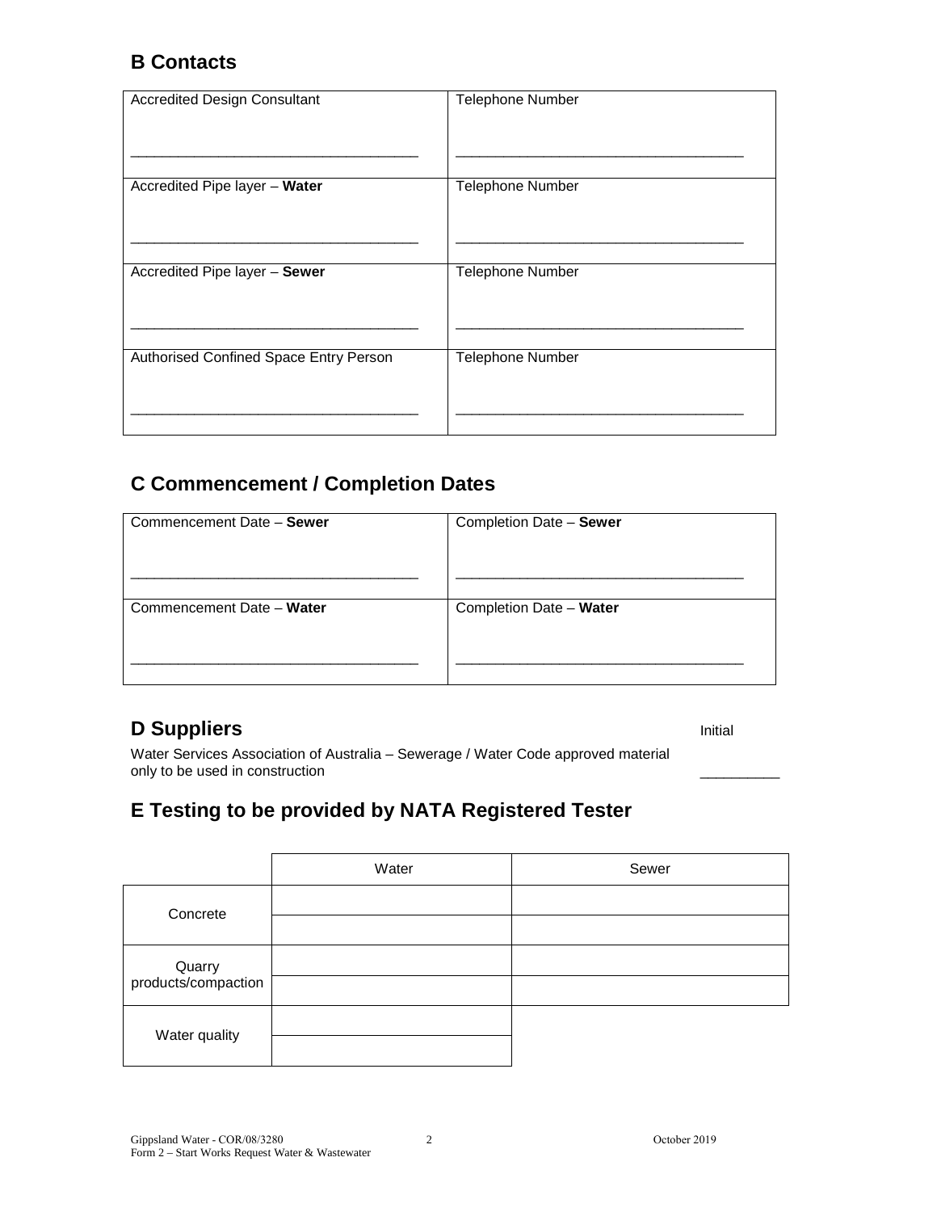## B Contacts

| Accredited Design Consultant | Telephone Number |
|---|---|
| ___________________________________ | ___________________________________ |
| Accredited Pipe layer – **Water** | Telephone Number |
| ___________________________________ | ___________________________________ |
| Accredited Pipe layer – **Sewer** | Telephone Number |
| ___________________________________ | ___________________________________ |
| Authorised Confined Space Entry Person | Telephone Number |
| ___________________________________ | ___________________________________ |

## C Commencement / Completion Dates

| Commencement Date – **Sewer** | Completion Date – **Sewer** |
|---|---|
| ___________________________________ | ___________________________________ |
| Commencement Date – **Water** | Completion Date – **Water** |
| ___________________________________ | ___________________________________ |

## D Suppliers

Initial

Water Services Association of Australia – Sewerage / Water Code approved material only to be used in construction __________

## E Testing to be provided by NATA Registered Tester

| | Water | Sewer |
|---|---|---|
| Concrete | | |
| | | |
| Quarry products/compaction | | |
| | | |
| Water quality | | |
| | | |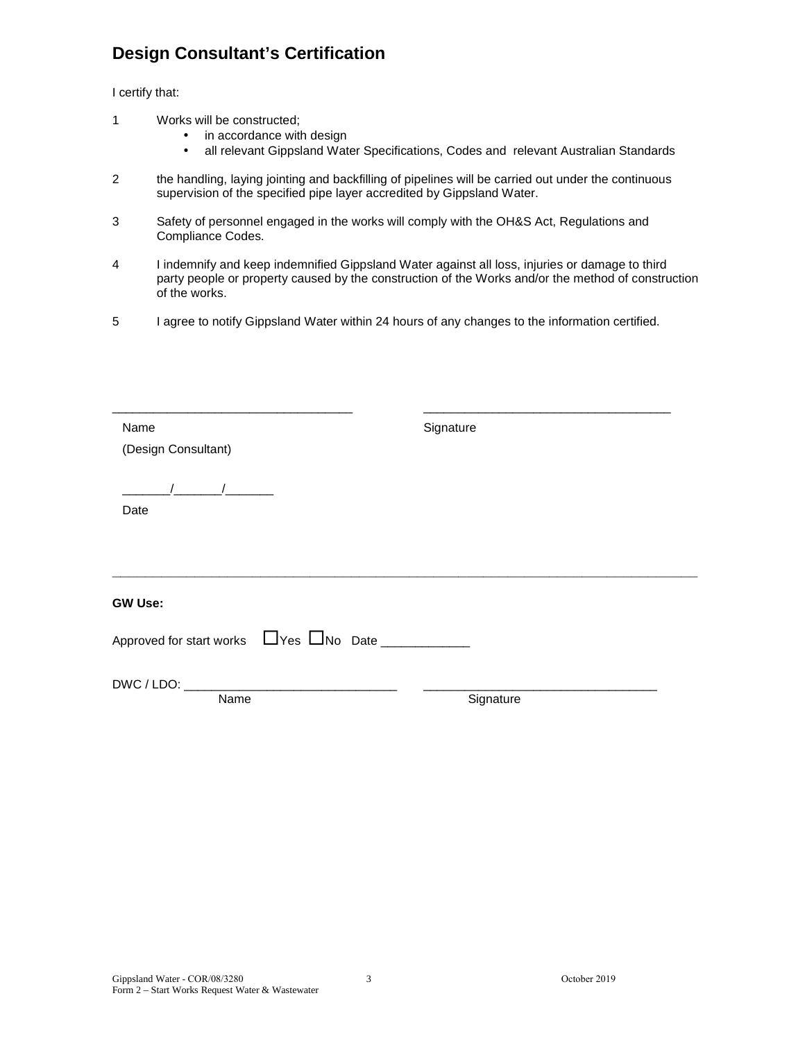## Design Consultant's Certification

I certify that:

1. Works will be constructed;
   - in accordance with design
   - all relevant Gippsland Water Specifications, Codes and relevant Australian Standards
2. the handling, laying jointing and backfilling of pipelines will be carried out under the continuous supervision of the specified pipe layer accredited by Gippsland Water.
3. Safety of personnel engaged in the works will comply with the OH&S Act, Regulations and Compliance Codes.
4. I indemnify and keep indemnified Gippsland Water against all loss, injuries or damage to third party people or property caused by the construction of the Works and/or the method of construction of the works.
5. I agree to notify Gippsland Water within 24 hours of any changes to the information certified.

___________________________________ ___________________________________

Name (Design Consultant) Signature

_______/_______/_______

Date

---

**GW Use:**

Approved for start works ☐Yes ☐No Date ____________

DWC / LDO: ______________________________ ______________________________

Name Signature